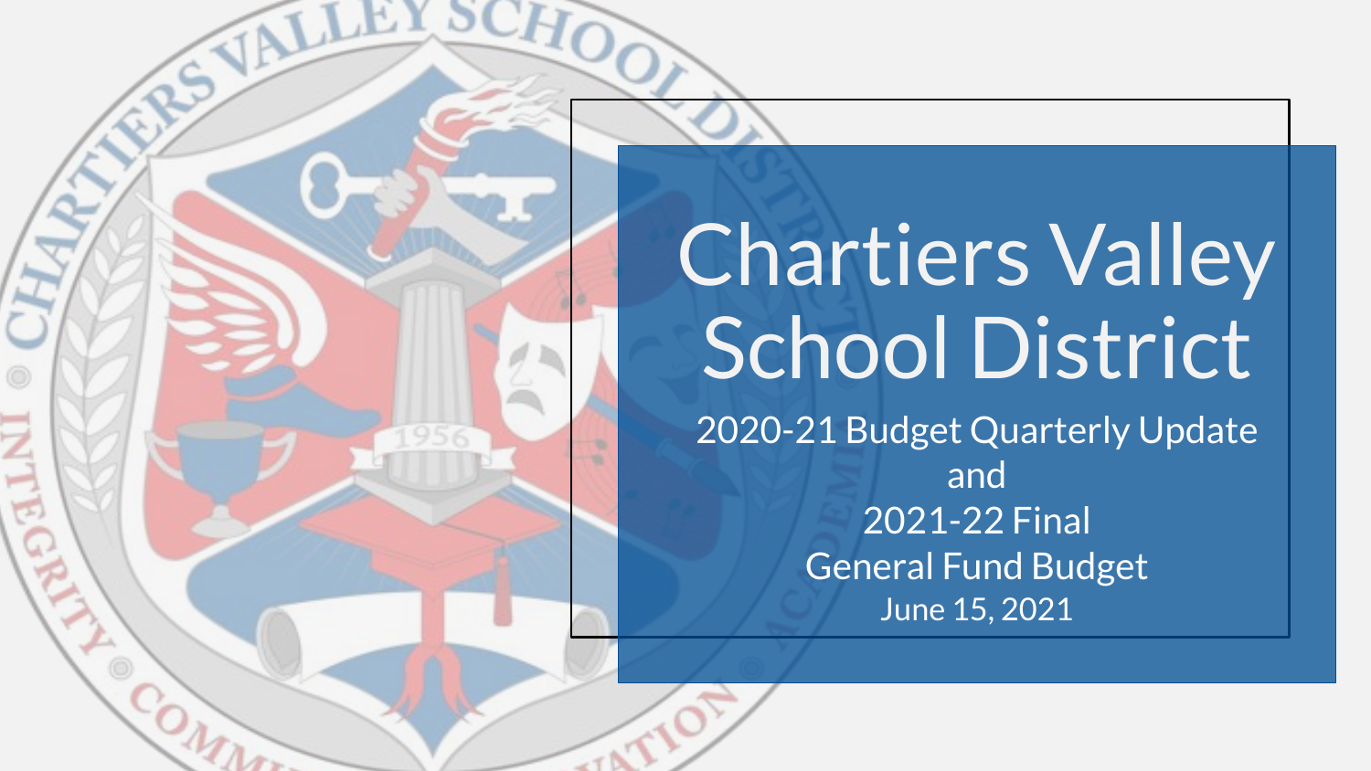# Chartiers Valley School District

2020-21 Budget Quarterly Update

and

2021-22 Final

General Fund Budget

June 15, 2021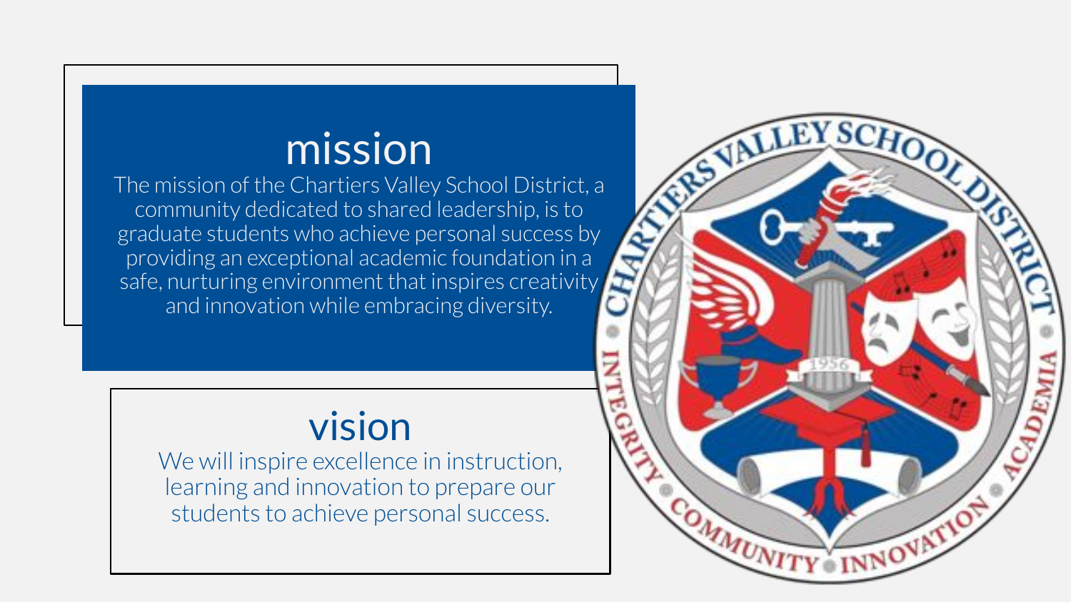# mission

The mission of the Chartiers Valley School District, a community dedicated to shared leadership, is to graduate students who achieve personal success by providing an exceptional academic foundation in a safe, nurturing environment that inspires creativity and innovation while embracing diversity.

# vision

We will inspire excellence in instruction, learning and innovation to prepare our students to achieve personal success.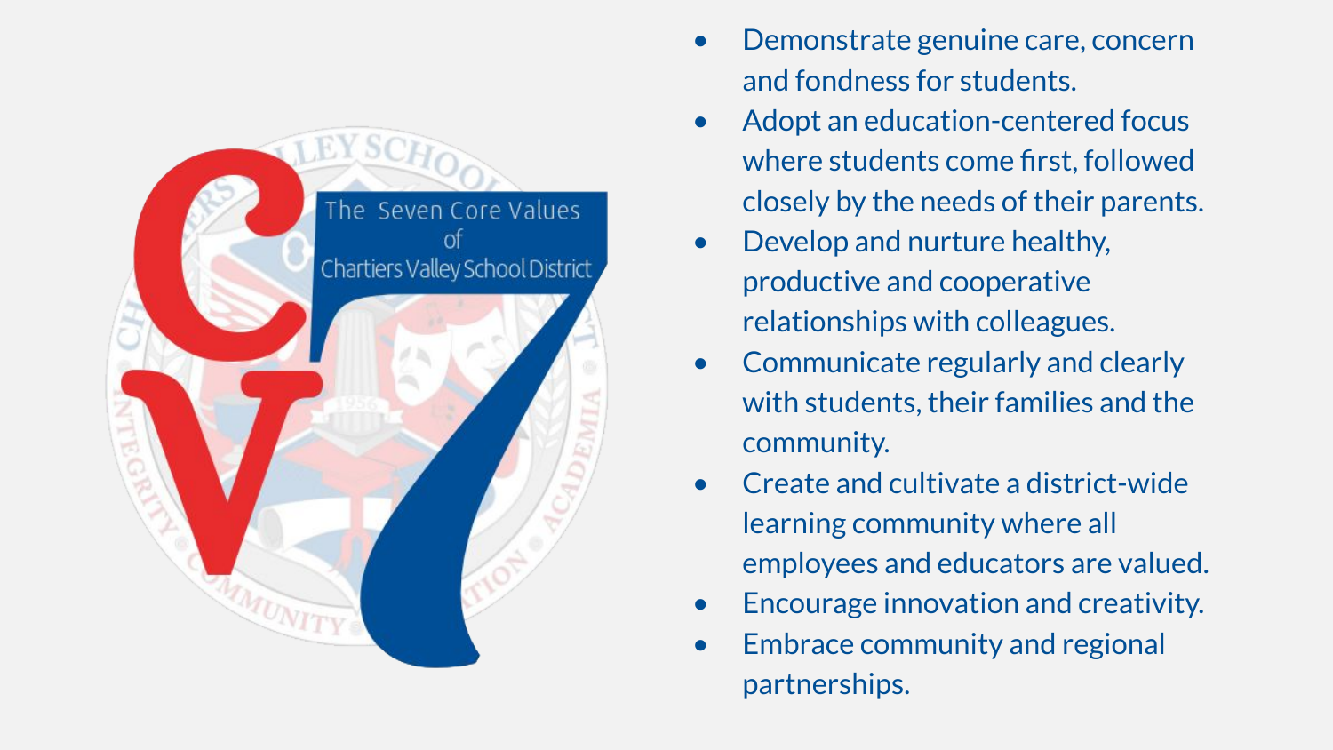The Seven Core Values of Chartiers Valley School District

- Demonstrate genuine care, concern and fondness for students.
- Adopt an education-centered focus where students come first, followed closely by the needs of their parents.
- Develop and nurture healthy, productive and cooperative relationships with colleagues.
- Communicate regularly and clearly with students, their families and the community.
- Create and cultivate a district-wide learning community where all employees and educators are valued.
- Encourage innovation and creativity.
- Embrace community and regional partnerships.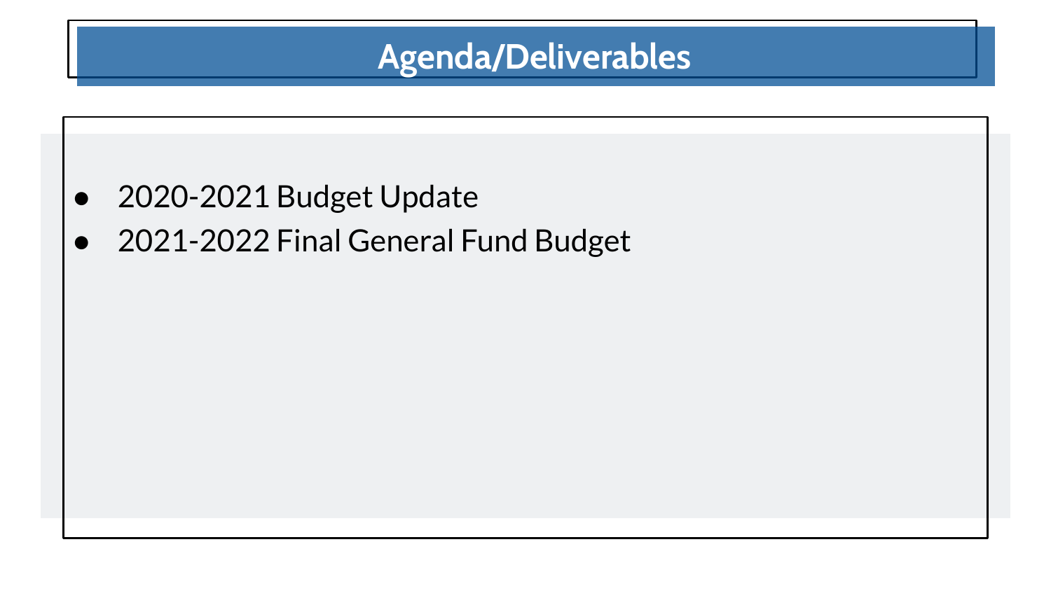# Agenda/Deliverables

- 2020-2021 Budget Update
- 2021-2022 Final General Fund Budget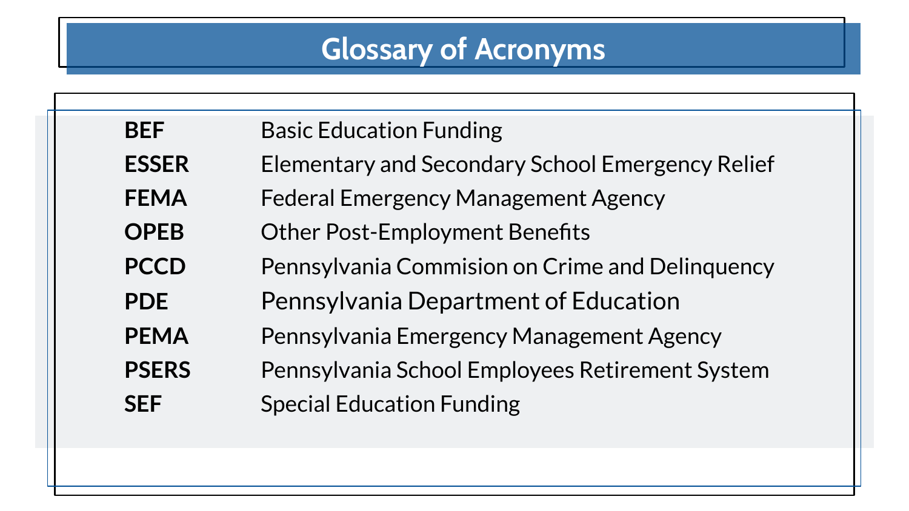# Glossary of Acronyms

| | |
|---|---|
| **BEF** | Basic Education Funding |
| **ESSER** | Elementary and Secondary School Emergency Relief |
| **FEMA** | Federal Emergency Management Agency |
| **OPEB** | Other Post-Employment Benefits |
| **PCCD** | Pennsylvania Commision on Crime and Delinquency |
| **PDE** | Pennsylvania Department of Education |
| **PEMA** | Pennsylvania Emergency Management Agency |
| **PSERS** | Pennsylvania School Employees Retirement System |
| **SEF** | Special Education Funding |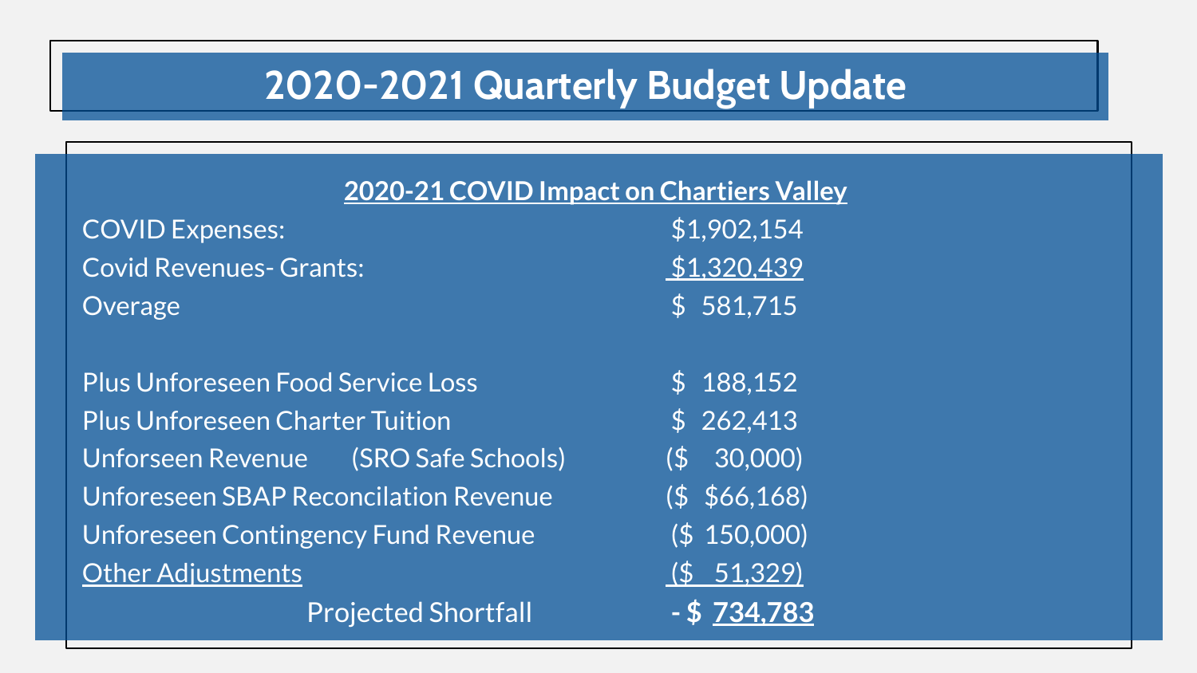# 2020-2021 Quarterly Budget Update

## 2020-21 COVID Impact on Chartiers Valley

| | |
|---|---|
| COVID Expenses: | $1,902,154 |
| Covid Revenues- Grants: | $1,320,439 |
| Overage | $ 581,715 |
| | |
| Plus Unforeseen Food Service Loss | $ 188,152 |
| Plus Unforeseen Charter Tuition | $ 262,413 |
| Unforseen Revenue (SRO Safe Schools) | ($ 30,000) |
| Unforeseen SBAP Reconcilation Revenue | ($ $66,168) |
| Unforeseen Contingency Fund Revenue | ($ 150,000) |
| Other Adjustments | ($ 51,329) |
| Projected Shortfall | **- $ 734,783** |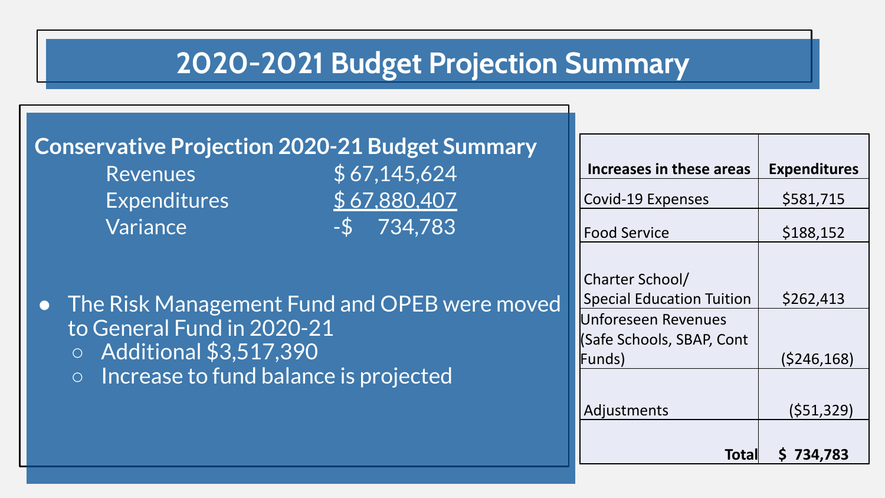# 2020-2021 Budget Projection Summary

## Conservative Projection 2020-21 Budget Summary

| | |
|---|---|
| Revenues | $ 67,145,624 |
| Expenditures | $ 67,880,407 |
| Variance | -$ 734,783 |

- The Risk Management Fund and OPEB were moved to General Fund in 2020-21
  - Additional $3,517,390
  - Increase to fund balance is projected

| Increases in these areas | Expenditures |
|---|---|
| Covid-19 Expenses | $581,715 |
| Food Service | $188,152 |
| Charter School/ Special Education Tuition | $262,413 |
| Unforeseen Revenues (Safe Schools, SBAP, Cont Funds) | ($246,168) |
| Adjustments | ($51,329) |
| **Total** | **$ 734,783** |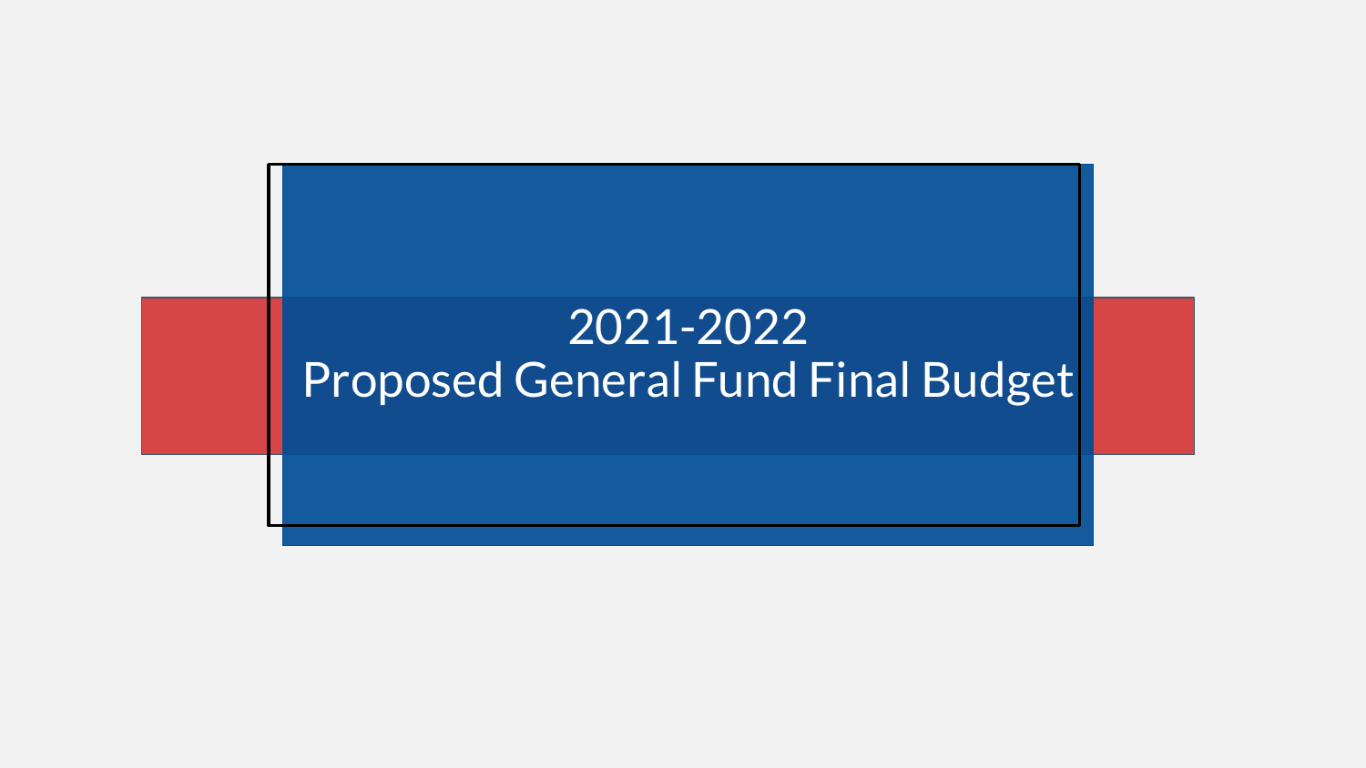# 2021-2022
# Proposed General Fund Final Budget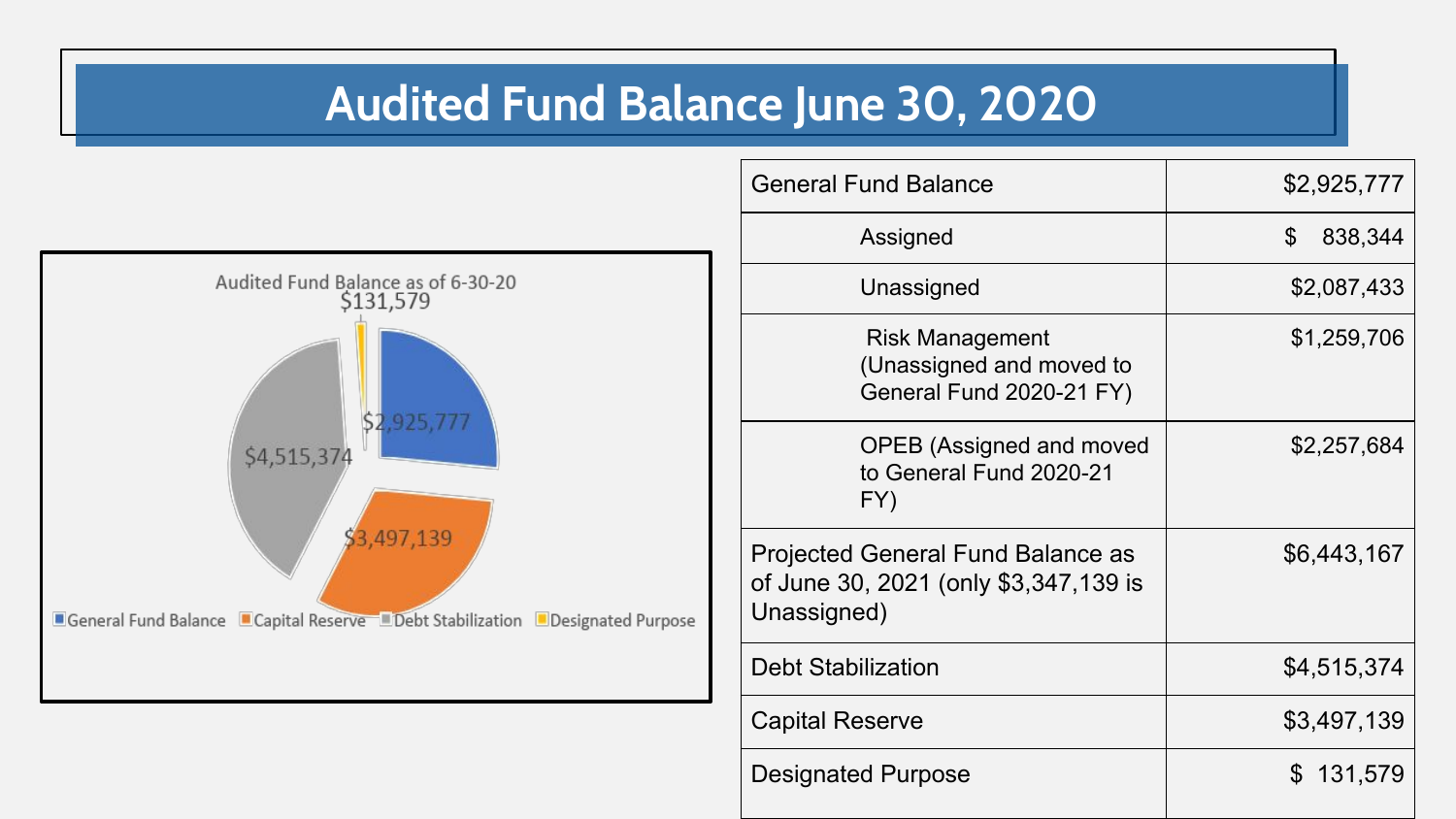# Audited Fund Balance June 30, 2020

Audited Fund Balance as of 6-30-20

- General Fund Balance: $2,925,777
- Capital Reserve: $3,497,139
- Debt Stabilization: $4,515,374
- Designated Purpose: $131,579

| | |
|---|---|
| General Fund Balance | $2,925,777 |
| Assigned | $ 838,344 |
| Unassigned | $2,087,433 |
| Risk Management (Unassigned and moved to General Fund 2020-21 FY) | $1,259,706 |
| OPEB (Assigned and moved to General Fund 2020-21 FY) | $2,257,684 |
| Projected General Fund Balance as of June 30, 2021 (only $3,347,139 is Unassigned) | $6,443,167 |
| Debt Stabilization | $4,515,374 |
| Capital Reserve | $3,497,139 |
| Designated Purpose | $ 131,579 |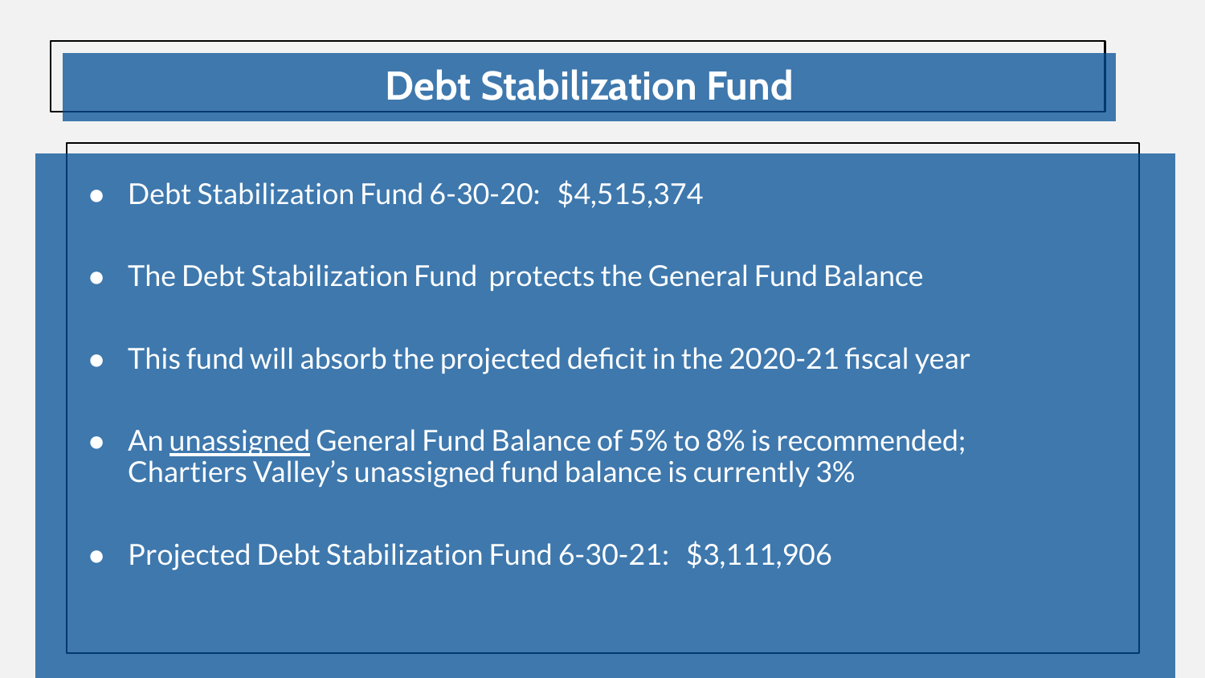# Debt Stabilization Fund

- Debt Stabilization Fund 6-30-20: $4,515,374
- The Debt Stabilization Fund protects the General Fund Balance
- This fund will absorb the projected deficit in the 2020-21 fiscal year
- An <u>unassigned</u> General Fund Balance of 5% to 8% is recommended; Chartiers Valley's unassigned fund balance is currently 3%
- Projected Debt Stabilization Fund 6-30-21: $3,111,906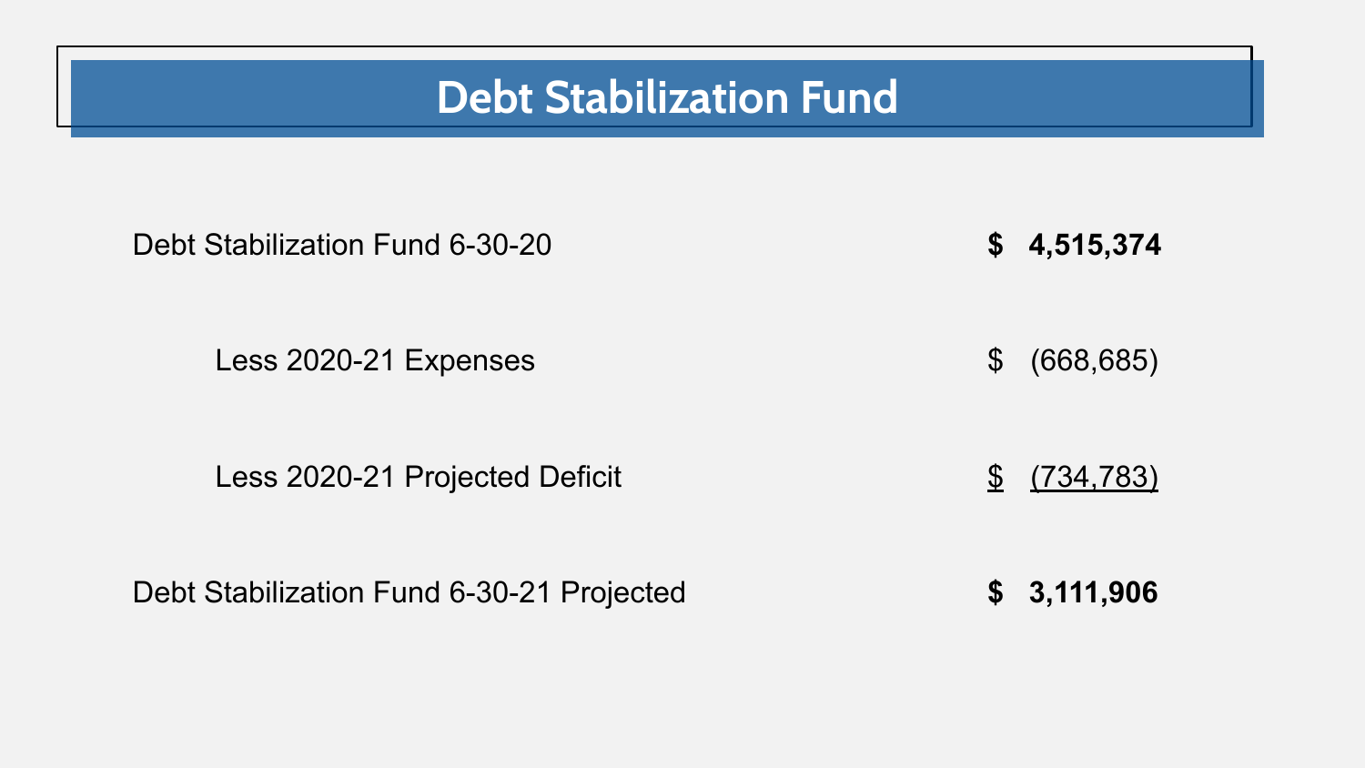# Debt Stabilization Fund

| | |
|---|---|
| **Debt Stabilization Fund 6-30-20** | **$ 4,515,374** |
| Less 2020-21 Expenses | $ (668,685) |
| Less 2020-21 Projected Deficit | $ (734,783) |
| **Debt Stabilization Fund 6-30-21 Projected** | **$ 3,111,906** |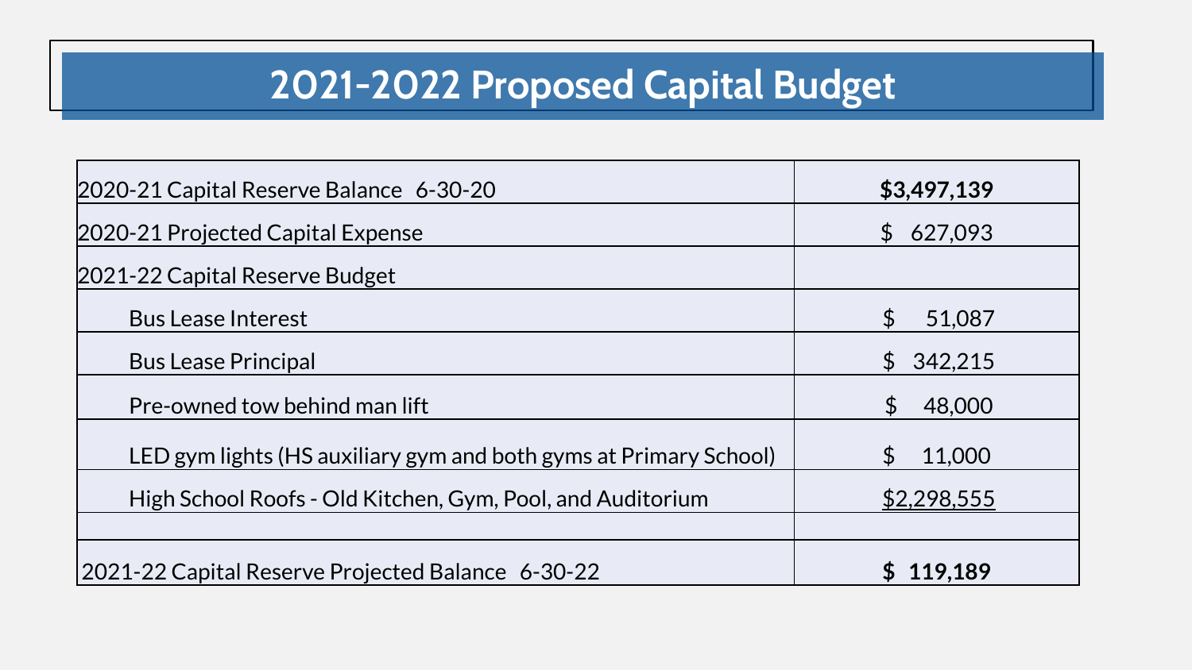# 2021-2022 Proposed Capital Budget

| | |
|---|---|
| 2020-21 Capital Reserve Balance 6-30-20 | **$3,497,139** |
| 2020-21 Projected Capital Expense | $ 627,093 |
| 2021-22 Capital Reserve Budget | |
| Bus Lease Interest | $ 51,087 |
| Bus Lease Principal | $ 342,215 |
| Pre-owned tow behind man lift | $ 48,000 |
| LED gym lights (HS auxiliary gym and both gyms at Primary School) | $ 11,000 |
| High School Roofs - Old Kitchen, Gym, Pool, and Auditorium | $2,298,555 |
| | |
| 2021-22 Capital Reserve Projected Balance 6-30-22 | **$ 119,189** |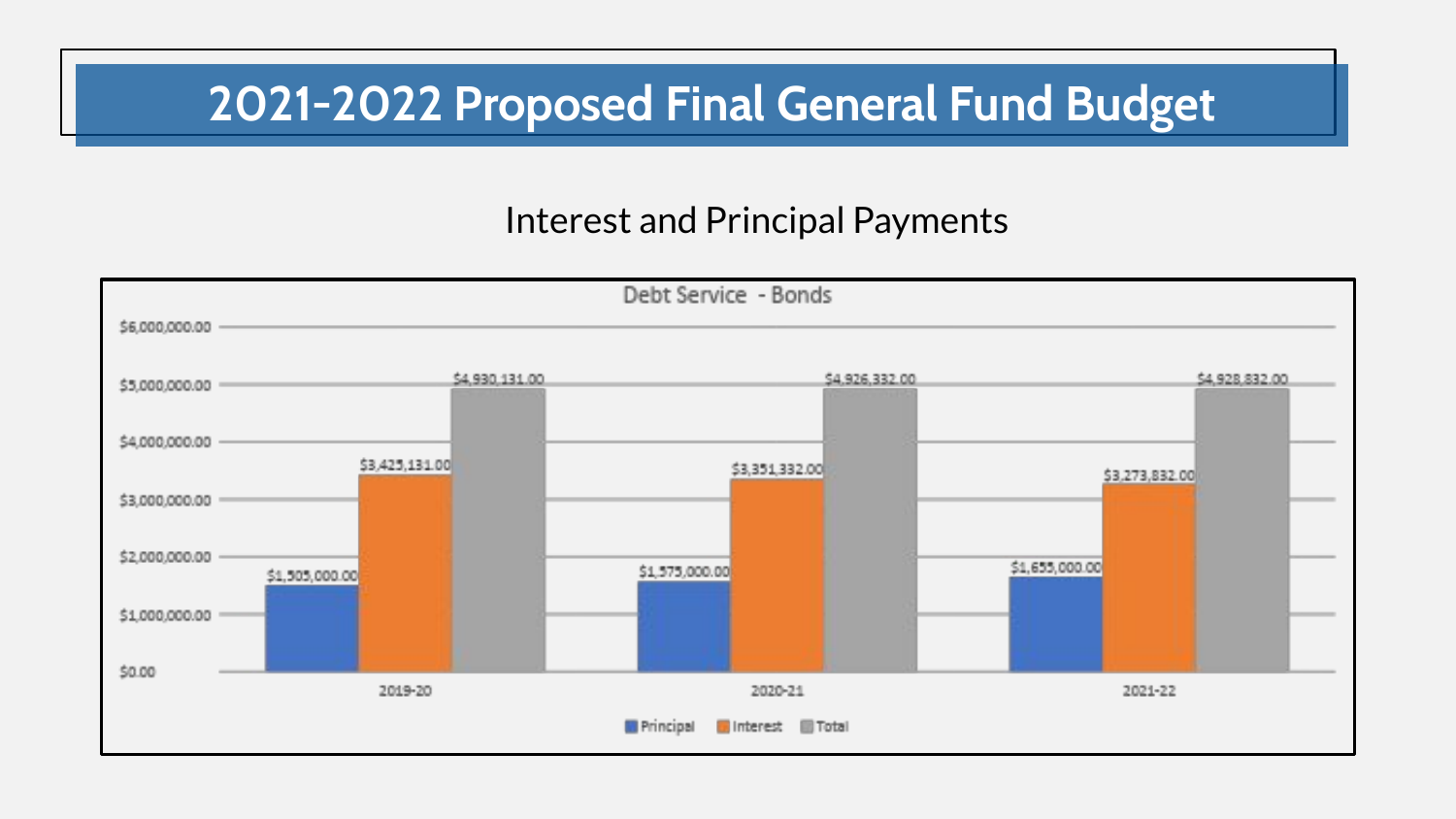# 2021-2022 Proposed Final General Fund Budget

## Interest and Principal Payments

**Debt Service - Bonds**

| | Principal | Interest | Total |
|---|---|---|---|
| 2019-20 | $1,505,000.00 | $3,425,131.00 | $4,930,131.00 |
| 2020-21 | $1,575,000.00 | $3,351,332.00 | $4,926,332.00 |
| 2021-22 | $1,655,000.00 | $3,273,832.00 | $4,928,832.00 |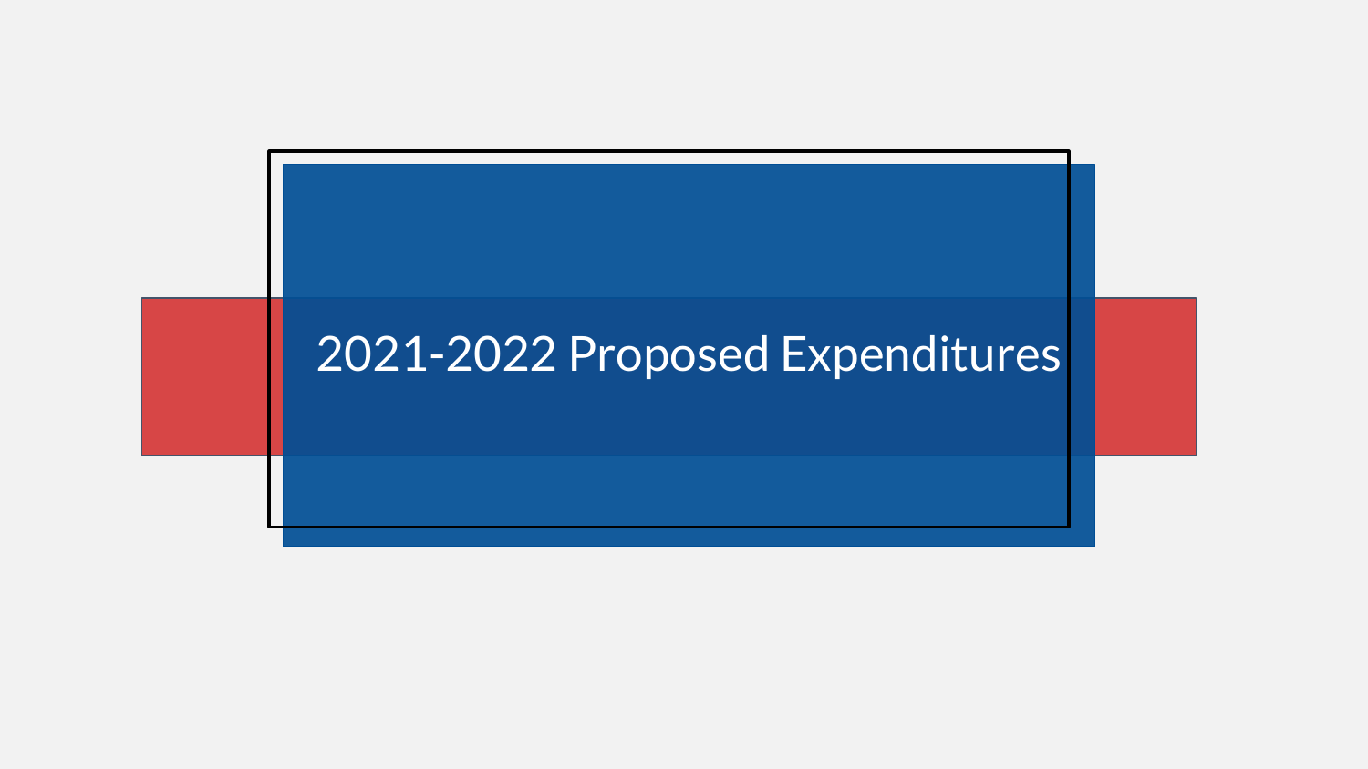# 2021-2022 Proposed Expenditures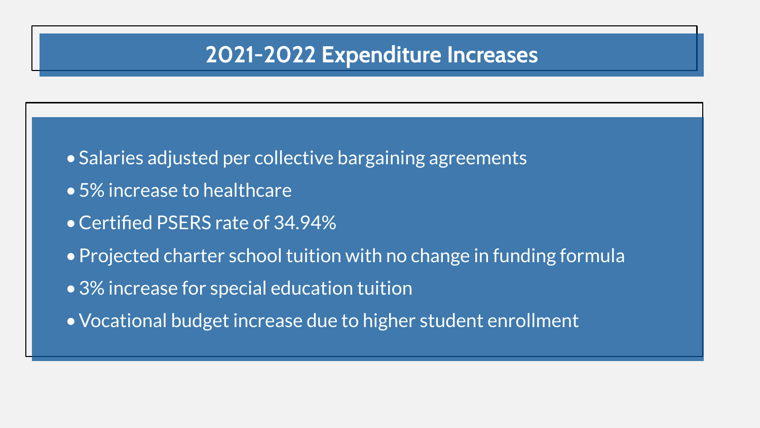# 2021-2022 Expenditure Increases

- Salaries adjusted per collective bargaining agreements
- 5% increase to healthcare
- Certified PSERS rate of 34.94%
- Projected charter school tuition with no change in funding formula
- 3% increase for special education tuition
- Vocational budget increase due to higher student enrollment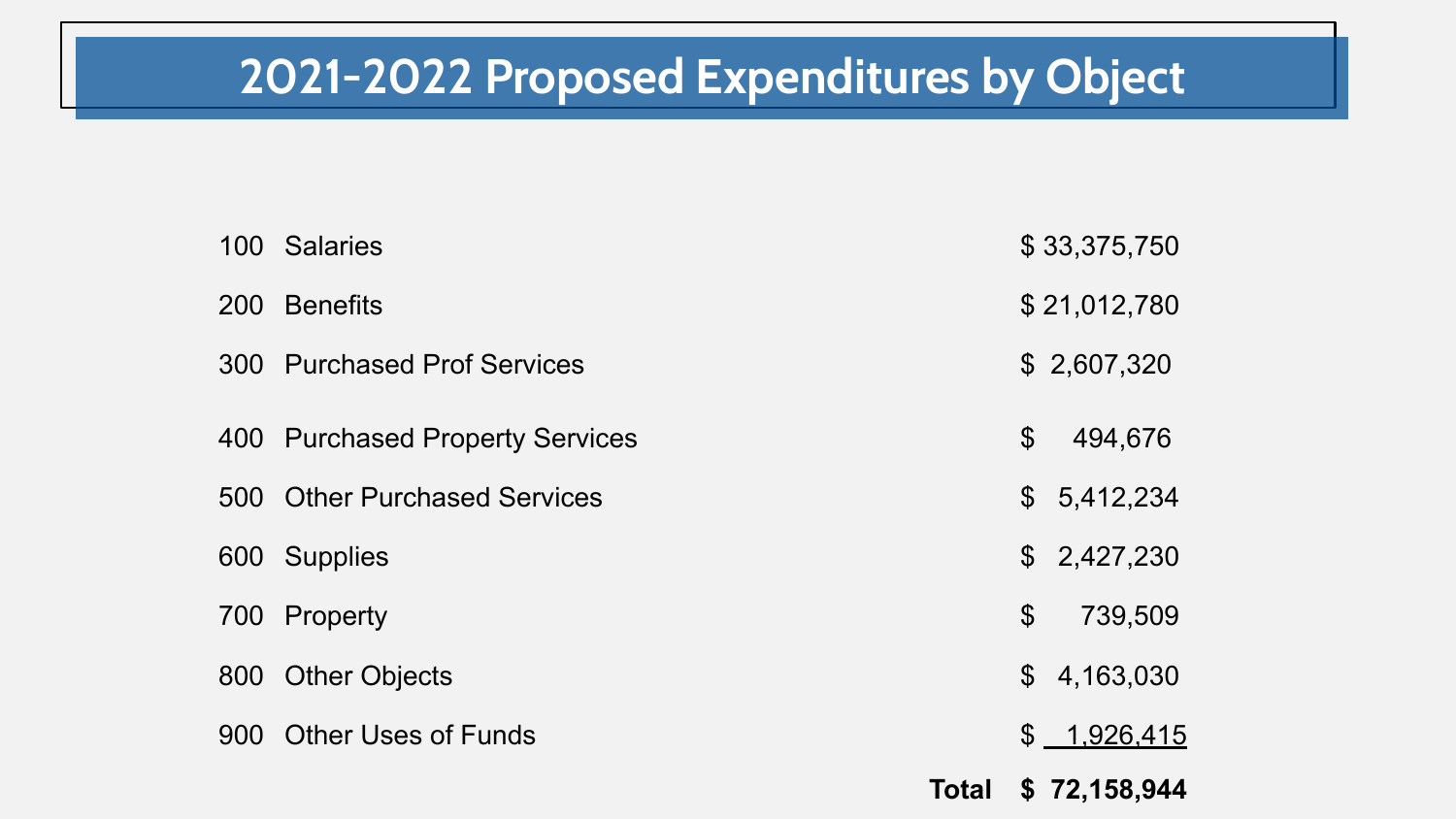# 2021-2022 Proposed Expenditures by Object

| Object | Description | Amount |
|---|---|---|
| 100 | Salaries | $ 33,375,750 |
| 200 | Benefits | $ 21,012,780 |
| 300 | Purchased Prof Services | $ 2,607,320 |
| 400 | Purchased Property Services | $ 494,676 |
| 500 | Other Purchased Services | $ 5,412,234 |
| 600 | Supplies | $ 2,427,230 |
| 700 | Property | $ 739,509 |
| 800 | Other Objects | $ 4,163,030 |
| 900 | Other Uses of Funds | $ 1,926,415 |
| | **Total** | **$ 72,158,944** |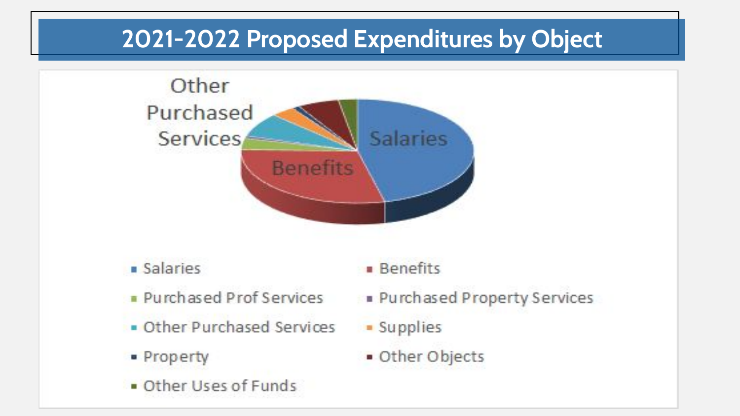# 2021-2022 Proposed Expenditures by Object

Other Purchased Services

Salaries

Benefits

- Salaries
- Benefits
- Purchased Prof Services
- Purchased Property Services
- Other Purchased Services
- Supplies
- Property
- Other Objects
- Other Uses of Funds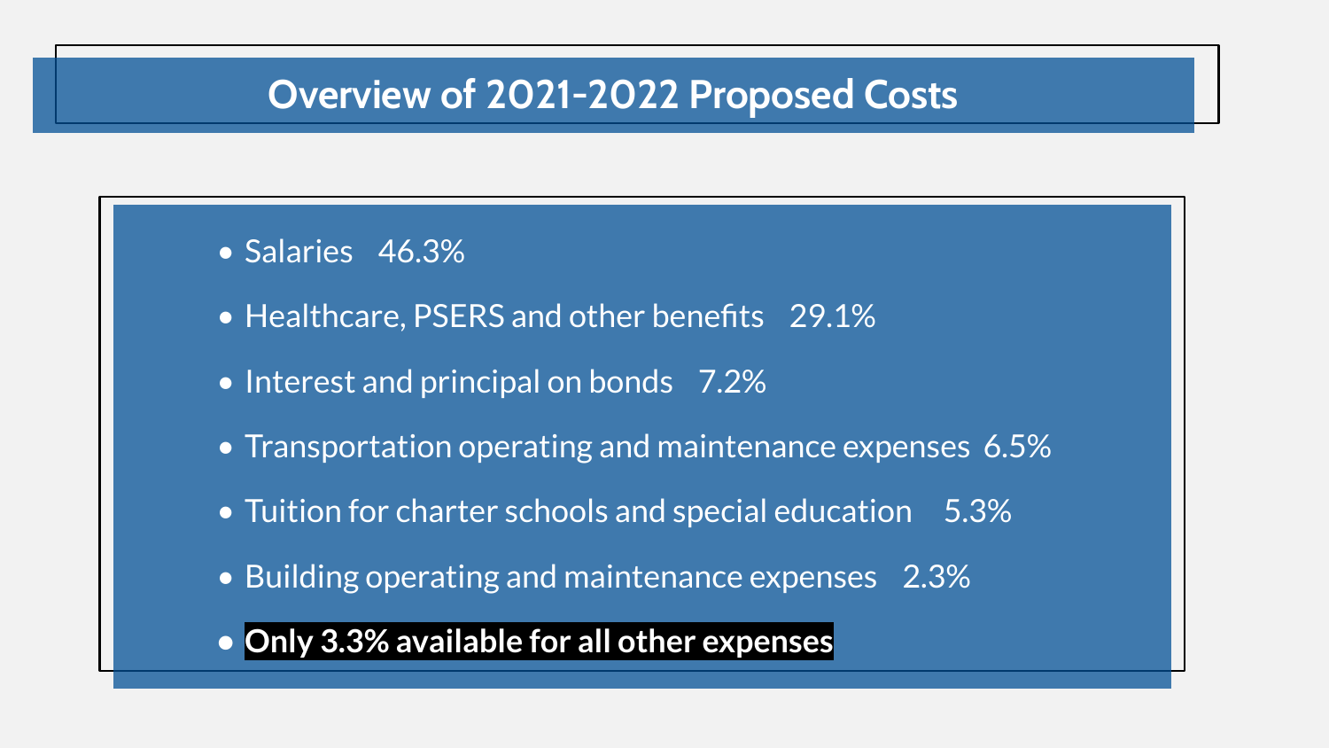# Overview of 2021-2022 Proposed Costs

- Salaries 46.3%
- Healthcare, PSERS and other benefits 29.1%
- Interest and principal on bonds 7.2%
- Transportation operating and maintenance expenses 6.5%
- Tuition for charter schools and special education 5.3%
- Building operating and maintenance expenses 2.3%
- **Only 3.3% available for all other expenses**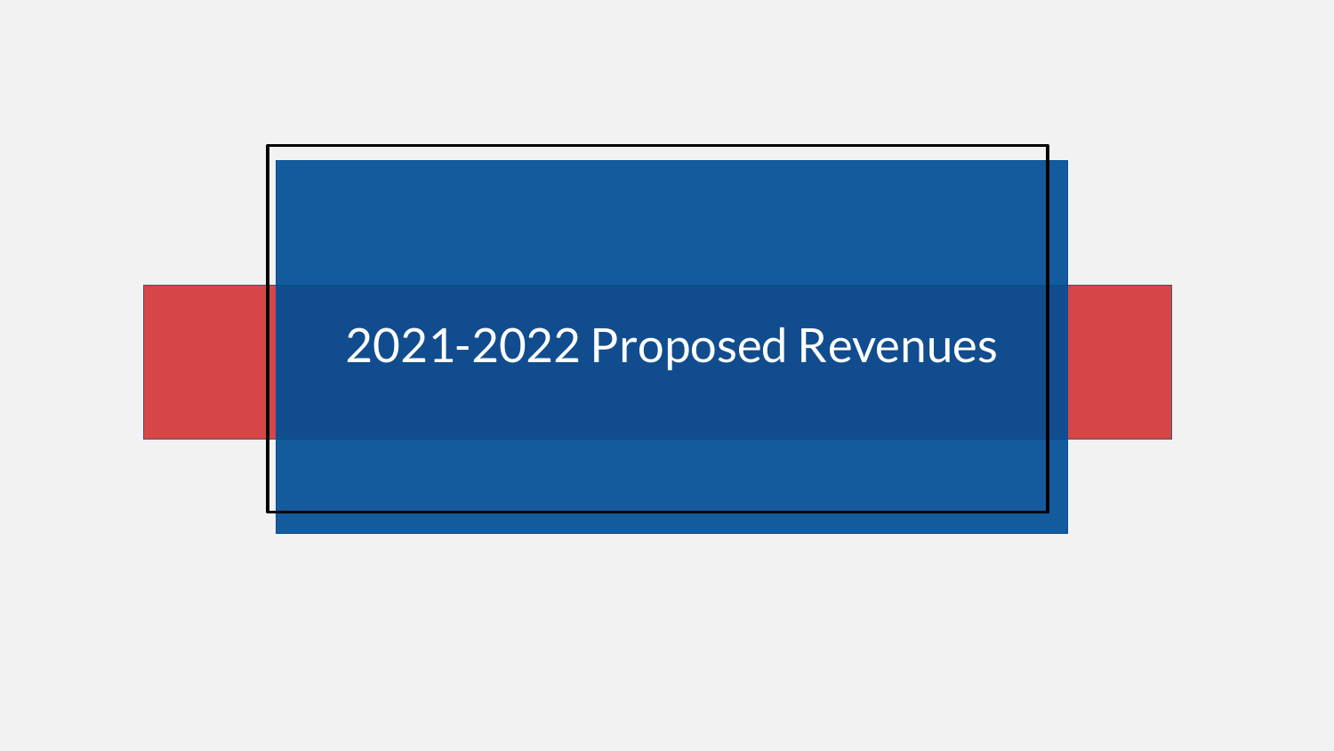# 2021-2022 Proposed Revenues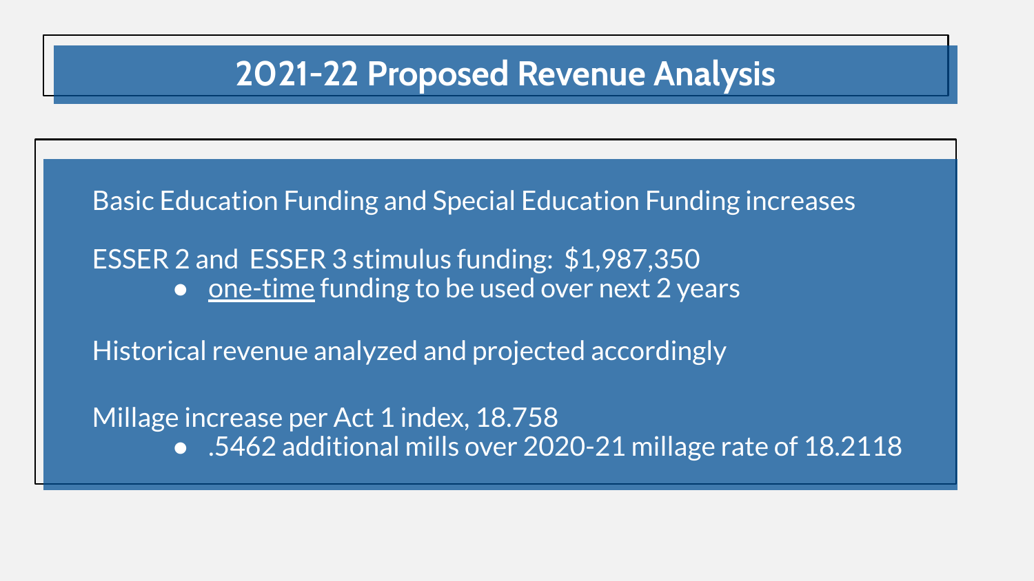# 2021-22 Proposed Revenue Analysis

Basic Education Funding and Special Education Funding increases

ESSER 2 and ESSER 3 stimulus funding: $1,987,350

- one-time funding to be used over next 2 years

Historical revenue analyzed and projected accordingly

Millage increase per Act 1 index, 18.758

- .5462 additional mills over 2020-21 millage rate of 18.2118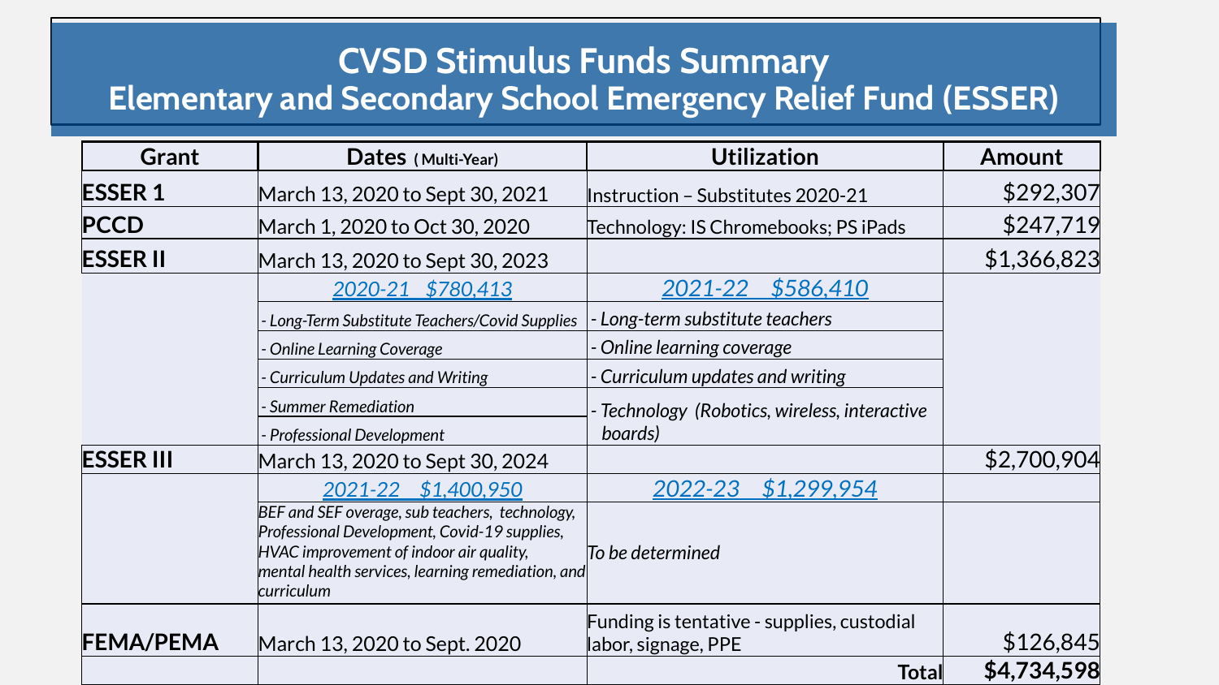# CVSD Stimulus Funds Summary
## Elementary and Secondary School Emergency Relief Fund (ESSER)

| Grant | Dates (Multi-Year) | Utilization | Amount |
|---|---|---|---|
| **ESSER 1** | March 13, 2020 to Sept 30, 2021 | Instruction – Substitutes 2020-21 | $292,307 |
| **PCCD** | March 1, 2020 to Oct 30, 2020 | Technology: IS Chromebooks; PS iPads | $247,719 |
| **ESSER II** | March 13, 2020 to Sept 30, 2023 | | $1,366,823 |
| | *2020-21 $780,413* | *2021-22 $586,410* | |
| | *- Long-Term Substitute Teachers/Covid Supplies* | *- Long-term substitute teachers* | |
| | *- Online Learning Coverage* | *- Online learning coverage* | |
| | *- Curriculum Updates and Writing* | *- Curriculum updates and writing* | |
| | *- Summer Remediation* | *- Technology (Robotics, wireless, interactive boards)* | |
| | *- Professional Development* | | |
| **ESSER III** | March 13, 2020 to Sept 30, 2024 | | $2,700,904 |
| | *2021-22 $1,400,950* | *2022-23 $1,299,954* | |
| | *BEF and SEF overage, sub teachers, technology, Professional Development, Covid-19 supplies, HVAC improvement of indoor air quality, mental health services, learning remediation, and curriculum* | *To be determined* | |
| **FEMA/PEMA** | March 13, 2020 to Sept. 2020 | Funding is tentative - supplies, custodial labor, signage, PPE | $126,845 |
| | | **Total** | **$4,734,598** |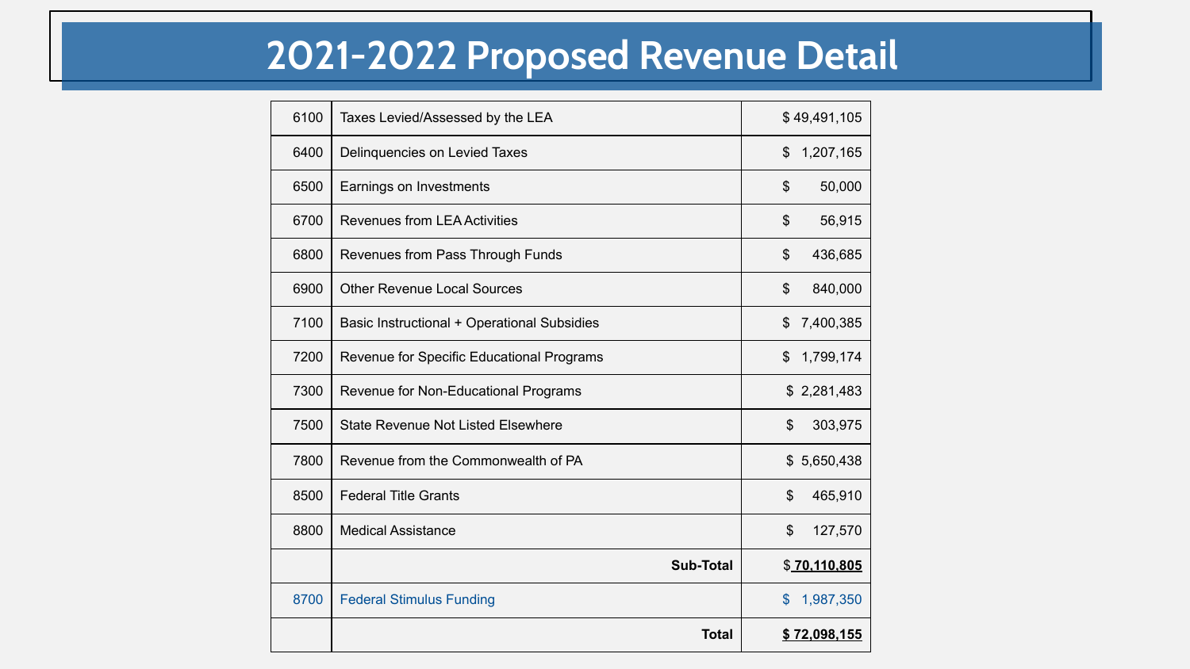# 2021-2022 Proposed Revenue Detail

| | | |
|---|---|---|
| 6100 | Taxes Levied/Assessed by the LEA | $ 49,491,105 |
| 6400 | Delinquencies on Levied Taxes | $ 1,207,165 |
| 6500 | Earnings on Investments | $ 50,000 |
| 6700 | Revenues from LEA Activities | $ 56,915 |
| 6800 | Revenues from Pass Through Funds | $ 436,685 |
| 6900 | Other Revenue Local Sources | $ 840,000 |
| 7100 | Basic Instructional + Operational Subsidies | $ 7,400,385 |
| 7200 | Revenue for Specific Educational Programs | $ 1,799,174 |
| 7300 | Revenue for Non-Educational Programs | $ 2,281,483 |
| 7500 | State Revenue Not Listed Elsewhere | $ 303,975 |
| 7800 | Revenue from the Commonwealth of PA | $ 5,650,438 |
| 8500 | Federal Title Grants | $ 465,910 |
| 8800 | Medical Assistance | $ 127,570 |
| | **Sub-Total** | **$ 70,110,805** |
| 8700 | Federal Stimulus Funding | $ 1,987,350 |
| | **Total** | **$ 72,098,155** |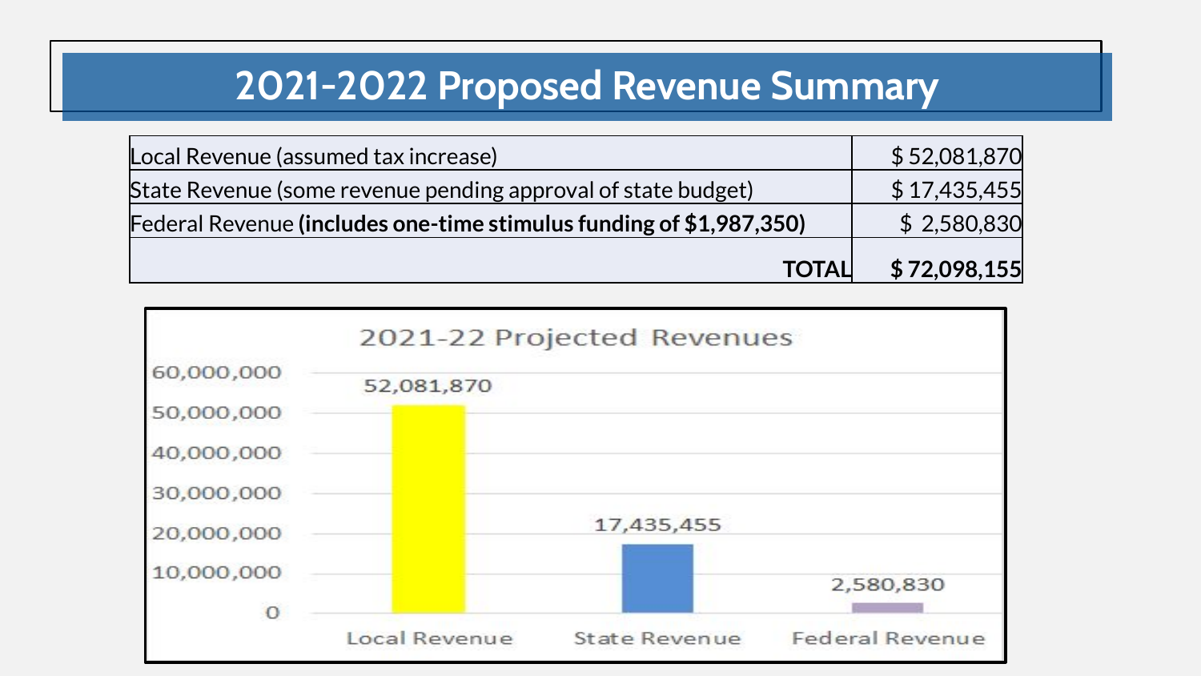# 2021-2022 Proposed Revenue Summary

| | |
|---|---|
| Local Revenue (assumed tax increase) | $ 52,081,870 |
| State Revenue (some revenue pending approval of state budget) | $ 17,435,455 |
| Federal Revenue **(includes one-time stimulus funding of $1,987,350)** | $ 2,580,830 |
| **TOTAL** | **$ 72,098,155** |

2021-22 Projected Revenues

| Category | Amount |
|---|---|
| Local Revenue | 52,081,870 |
| State Revenue | 17,435,455 |
| Federal Revenue | 2,580,830 |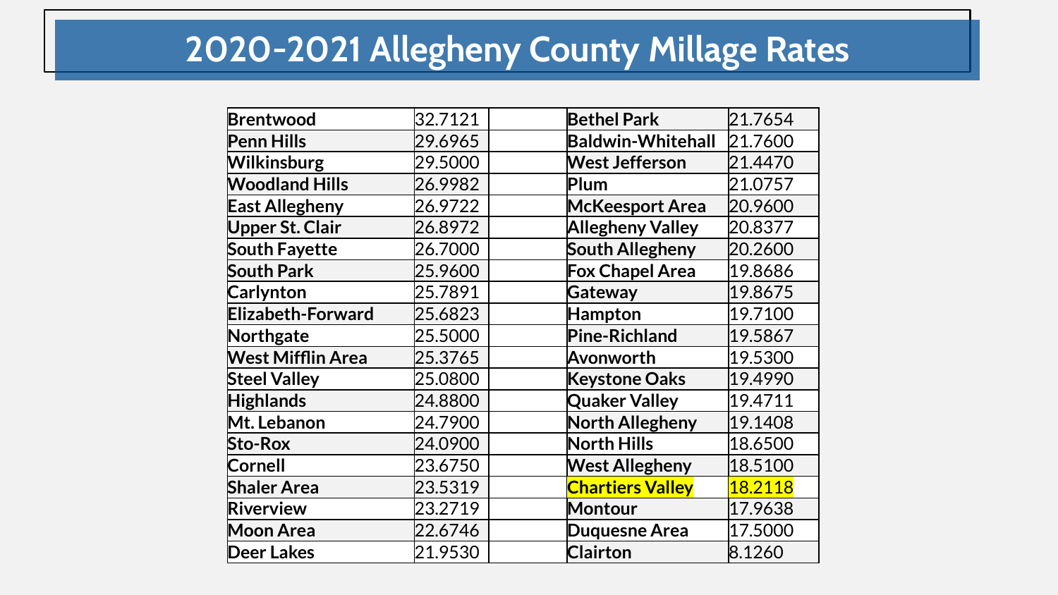# 2020-2021 Allegheny County Millage Rates

| District | Millage Rate |  | District | Millage Rate |
|---|---|---|---|---|
| Brentwood | 32.7121 |  | Bethel Park | 21.7654 |
| Penn Hills | 29.6965 |  | Baldwin-Whitehall | 21.7600 |
| Wilkinsburg | 29.5000 |  | West Jefferson | 21.4470 |
| Woodland Hills | 26.9982 |  | Plum | 21.0757 |
| East Allegheny | 26.9722 |  | McKeesport Area | 20.9600 |
| Upper St. Clair | 26.8972 |  | Allegheny Valley | 20.8377 |
| South Fayette | 26.7000 |  | South Allegheny | 20.2600 |
| South Park | 25.9600 |  | Fox Chapel Area | 19.8686 |
| Carlynton | 25.7891 |  | Gateway | 19.8675 |
| Elizabeth-Forward | 25.6823 |  | Hampton | 19.7100 |
| Northgate | 25.5000 |  | Pine-Richland | 19.5867 |
| West Mifflin Area | 25.3765 |  | Avonworth | 19.5300 |
| Steel Valley | 25.0800 |  | Keystone Oaks | 19.4990 |
| Highlands | 24.8800 |  | Quaker Valley | 19.4711 |
| Mt. Lebanon | 24.7900 |  | North Allegheny | 19.1408 |
| Sto-Rox | 24.0900 |  | North Hills | 18.6500 |
| Cornell | 23.6750 |  | West Allegheny | 18.5100 |
| Shaler Area | 23.5319 |  | Chartiers Valley | 18.2118 |
| Riverview | 23.2719 |  | Montour | 17.9638 |
| Moon Area | 22.6746 |  | Duquesne Area | 17.5000 |
| Deer Lakes | 21.9530 |  | Clairton | 8.1260 |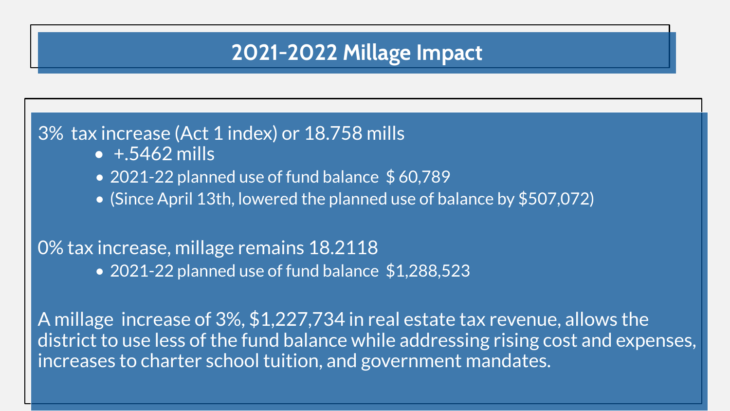# 2021-2022 Millage Impact

3% tax increase (Act 1 index) or 18.758 mills

- +.5462 mills
- 2021-22 planned use of fund balance $ 60,789
- (Since April 13th, lowered the planned use of balance by $507,072)

0% tax increase, millage remains 18.2118

- 2021-22 planned use of fund balance $1,288,523

A millage increase of 3%, $1,227,734 in real estate tax revenue, allows the district to use less of the fund balance while addressing rising cost and expenses, increases to charter school tuition, and government mandates.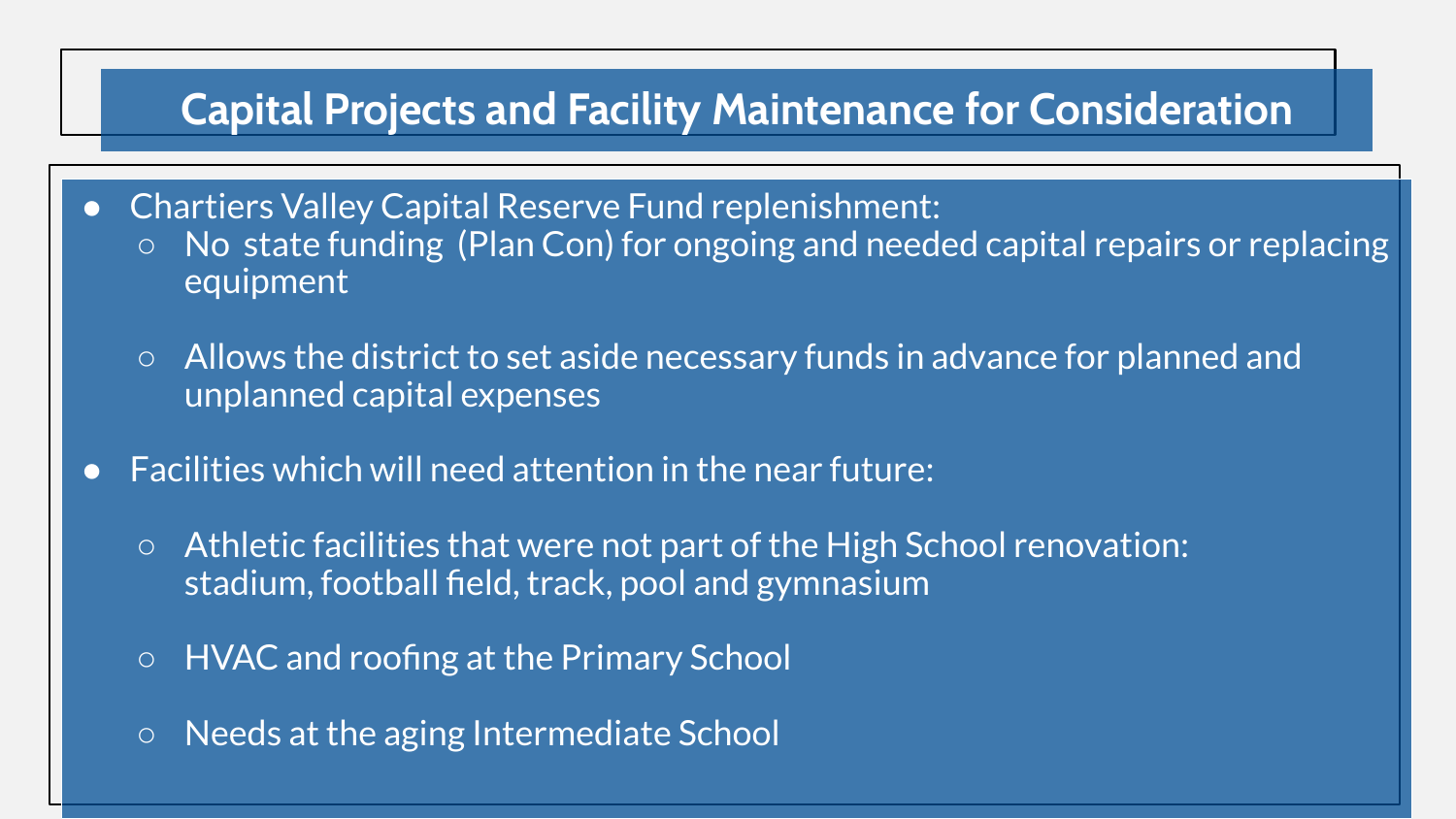# Capital Projects and Facility Maintenance for Consideration

- Chartiers Valley Capital Reserve Fund replenishment:
  - No state funding (Plan Con) for ongoing and needed capital repairs or replacing equipment
  - Allows the district to set aside necessary funds in advance for planned and unplanned capital expenses
- Facilities which will need attention in the near future:
  - Athletic facilities that were not part of the High School renovation: stadium, football field, track, pool and gymnasium
  - HVAC and roofing at the Primary School
  - Needs at the aging Intermediate School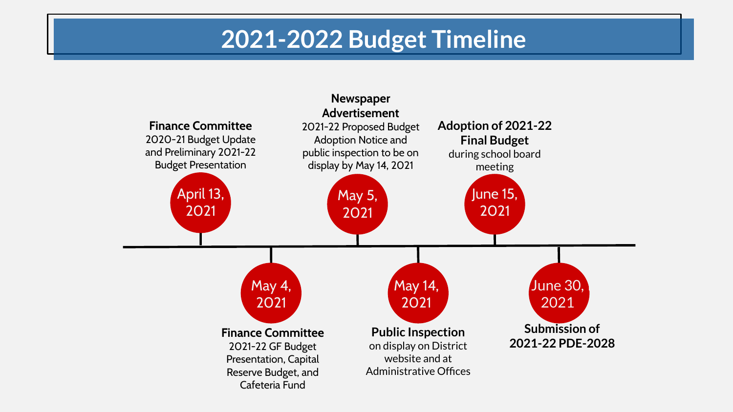# 2021-2022 Budget Timeline

**April 13, 2021**

**Finance Committee**
2020-21 Budget Update and Preliminary 2021-22 Budget Presentation

**May 4, 2021**

**Finance Committee**
2021-22 GF Budget Presentation, Capital Reserve Budget, and Cafeteria Fund

**May 5, 2021**

**Newspaper Advertisement**
2021-22 Proposed Budget Adoption Notice and public inspection to be on display by May 14, 2021

**May 14, 2021**

**Public Inspection**
on display on District website and at Administrative Offices

**June 15, 2021**

**Adoption of 2021-22 Final Budget**
during school board meeting

**June 30, 2021**

**Submission of 2021-22 PDE-2028**